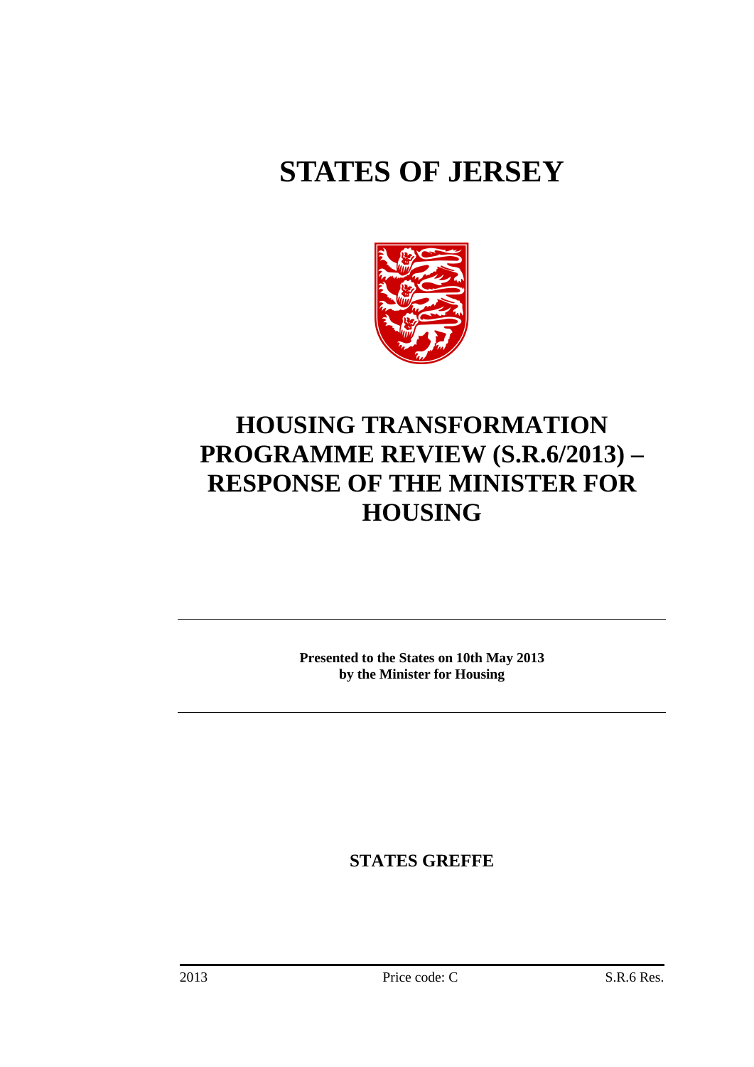# STATES OF JERSEY

# HOUSING TRANSFORMATION PROGRAMME REVIEW (S.R.6/2013) – RESPONSE OF THE MINISTER FOR HOUSING

**Presented to the States on 10th May 2013 by the Minister for Housing**

**STATES GREFFE**

2013 Price code: C S.R.6 Res.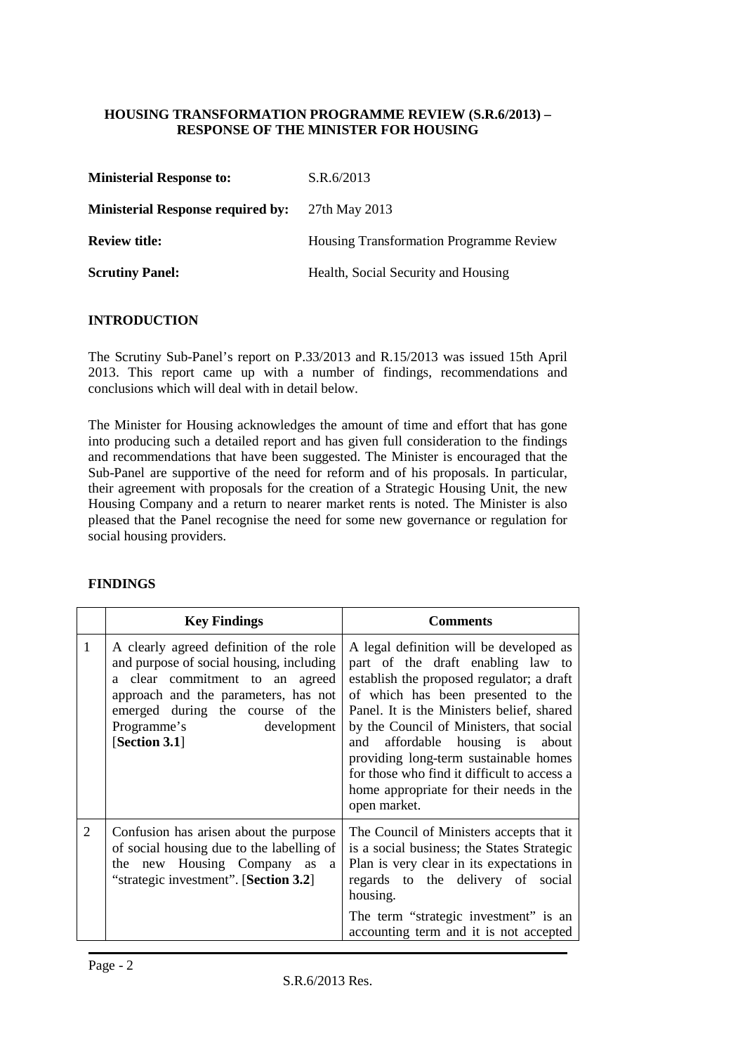**HOUSING TRANSFORMATION PROGRAMME REVIEW (S.R.6/2013) – RESPONSE OF THE MINISTER FOR HOUSING**

| | |
|---|---|
| **Ministerial Response to:** | S.R.6/2013 |
| **Ministerial Response required by:** | 27th May 2013 |
| **Review title:** | Housing Transformation Programme Review |
| **Scrutiny Panel:** | Health, Social Security and Housing |

## INTRODUCTION

The Scrutiny Sub-Panel's report on P.33/2013 and R.15/2013 was issued 15th April 2013. This report came up with a number of findings, recommendations and conclusions which will deal with in detail below.

The Minister for Housing acknowledges the amount of time and effort that has gone into producing such a detailed report and has given full consideration to the findings and recommendations that have been suggested. The Minister is encouraged that the Sub-Panel are supportive of the need for reform and of his proposals. In particular, their agreement with proposals for the creation of a Strategic Housing Unit, the new Housing Company and a return to nearer market rents is noted. The Minister is also pleased that the Panel recognise the need for some new governance or regulation for social housing providers.

## FINDINGS

| | Key Findings | Comments |
|---|---|---|
| 1 | A clearly agreed definition of the role and purpose of social housing, including a clear commitment to an agreed approach and the parameters, has not emerged during the course of the Programme's development [**Section 3.1**] | A legal definition will be developed as part of the draft enabling law to establish the proposed regulator; a draft of which has been presented to the Panel. It is the Ministers belief, shared by the Council of Ministers, that social and affordable housing is about providing long-term sustainable homes for those who find it difficult to access a home appropriate for their needs in the open market. |
| 2 | Confusion has arisen about the purpose of social housing due to the labelling of the new Housing Company as a "strategic investment". [**Section 3.2**] | The Council of Ministers accepts that it is a social business; the States Strategic Plan is very clear in its expectations in regards to the delivery of social housing.<br><br>The term "strategic investment" is an accounting term and it is not accepted |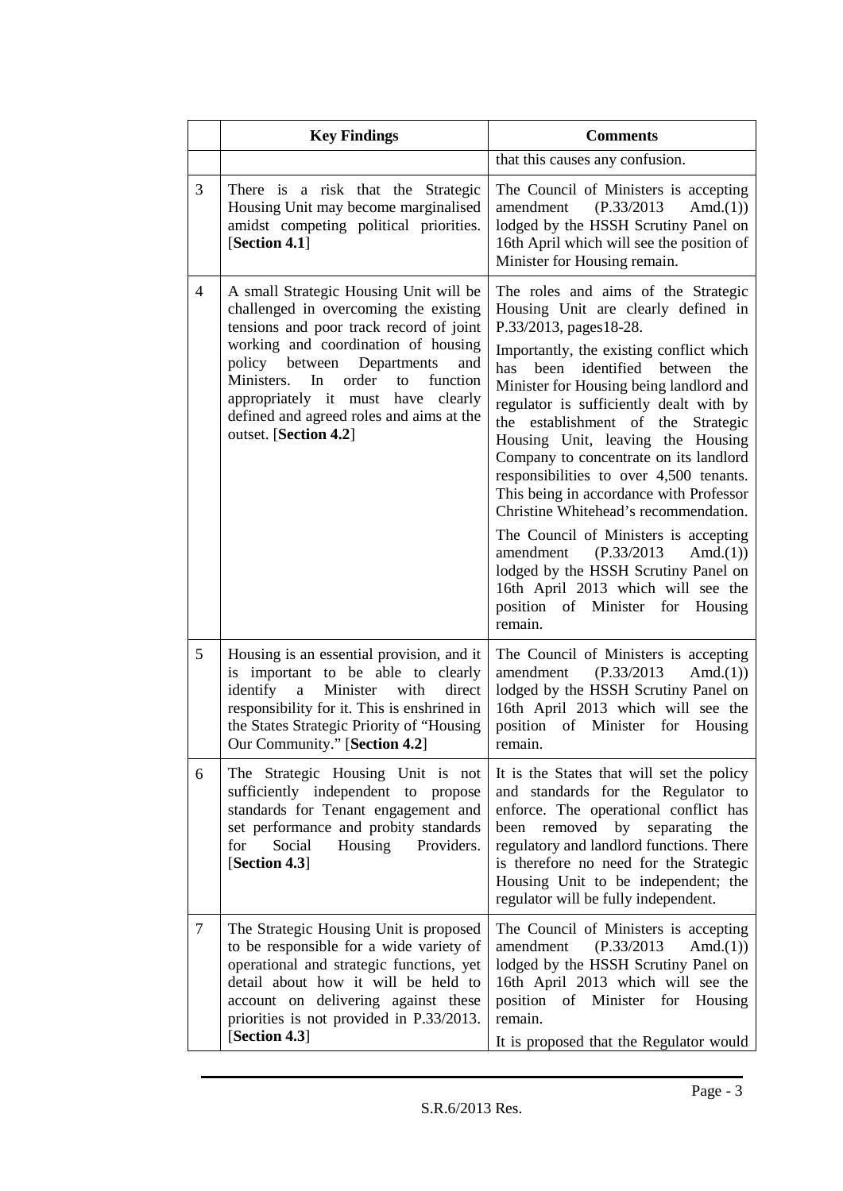| | Key Findings | Comments |
|---|---|---|
| | | that this causes any confusion. |
| 3 | There is a risk that the Strategic Housing Unit may become marginalised amidst competing political priorities. [**Section 4.1**] | The Council of Ministers is accepting amendment (P.33/2013 Amd.(1)) lodged by the HSSH Scrutiny Panel on 16th April which will see the position of Minister for Housing remain. |
| 4 | A small Strategic Housing Unit will be challenged in overcoming the existing tensions and poor track record of joint working and coordination of housing policy between Departments and Ministers. In order to function appropriately it must have clearly defined and agreed roles and aims at the outset. [**Section 4.2**] | The roles and aims of the Strategic Housing Unit are clearly defined in P.33/2013, pages18-28.<br><br>Importantly, the existing conflict which has been identified between the Minister for Housing being landlord and regulator is sufficiently dealt with by the establishment of the Strategic Housing Unit, leaving the Housing Company to concentrate on its landlord responsibilities to over 4,500 tenants. This being in accordance with Professor Christine Whitehead's recommendation.<br><br>The Council of Ministers is accepting amendment (P.33/2013 Amd.(1)) lodged by the HSSH Scrutiny Panel on 16th April 2013 which will see the position of Minister for Housing remain. |
| 5 | Housing is an essential provision, and it is important to be able to clearly identify a Minister with direct responsibility for it. This is enshrined in the States Strategic Priority of "Housing Our Community." [**Section 4.2**] | The Council of Ministers is accepting amendment (P.33/2013 Amd.(1)) lodged by the HSSH Scrutiny Panel on 16th April 2013 which will see the position of Minister for Housing remain. |
| 6 | The Strategic Housing Unit is not sufficiently independent to propose standards for Tenant engagement and set performance and probity standards for Social Housing Providers. [**Section 4.3**] | It is the States that will set the policy and standards for the Regulator to enforce. The operational conflict has been removed by separating the regulatory and landlord functions. There is therefore no need for the Strategic Housing Unit to be independent; the regulator will be fully independent. |
| 7 | The Strategic Housing Unit is proposed to be responsible for a wide variety of operational and strategic functions, yet detail about how it will be held to account on delivering against these priorities is not provided in P.33/2013. [**Section 4.3**] | The Council of Ministers is accepting amendment (P.33/2013 Amd.(1)) lodged by the HSSH Scrutiny Panel on 16th April 2013 which will see the position of Minister for Housing remain.<br><br>It is proposed that the Regulator would |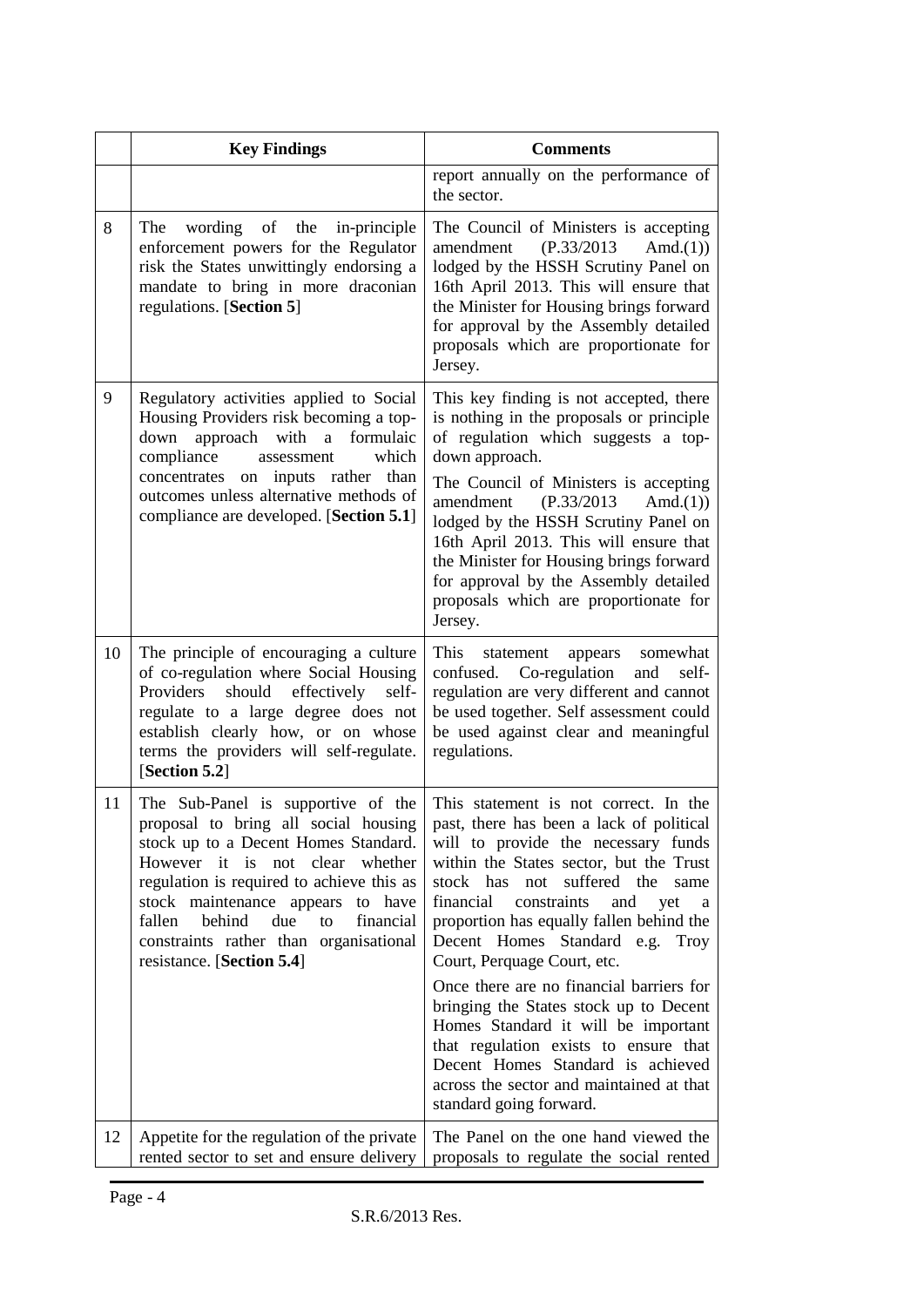| | Key Findings | Comments |
|---|---|---|
| | | report annually on the performance of the sector. |
| 8 | The wording of the in-principle enforcement powers for the Regulator risk the States unwittingly endorsing a mandate to bring in more draconian regulations. [**Section 5**] | The Council of Ministers is accepting amendment (P.33/2013 Amd.(1)) lodged by the HSSH Scrutiny Panel on 16th April 2013. This will ensure that the Minister for Housing brings forward for approval by the Assembly detailed proposals which are proportionate for Jersey. |
| 9 | Regulatory activities applied to Social Housing Providers risk becoming a top-down approach with a formulaic compliance assessment which concentrates on inputs rather than outcomes unless alternative methods of compliance are developed. [**Section 5.1**] | This key finding is not accepted, there is nothing in the proposals or principle of regulation which suggests a top-down approach.<br><br>The Council of Ministers is accepting amendment (P.33/2013 Amd.(1)) lodged by the HSSH Scrutiny Panel on 16th April 2013. This will ensure that the Minister for Housing brings forward for approval by the Assembly detailed proposals which are proportionate for Jersey. |
| 10 | The principle of encouraging a culture of co-regulation where Social Housing Providers should effectively self-regulate to a large degree does not establish clearly how, or on whose terms the providers will self-regulate. [**Section 5.2**] | This statement appears somewhat confused. Co-regulation and self-regulation are very different and cannot be used together. Self assessment could be used against clear and meaningful regulations. |
| 11 | The Sub-Panel is supportive of the proposal to bring all social housing stock up to a Decent Homes Standard. However it is not clear whether regulation is required to achieve this as stock maintenance appears to have fallen behind due to financial constraints rather than organisational resistance. [**Section 5.4**] | This statement is not correct. In the past, there has been a lack of political will to provide the necessary funds within the States sector, but the Trust stock has not suffered the same financial constraints and yet a proportion has equally fallen behind the Decent Homes Standard e.g. Troy Court, Perquage Court, etc.<br><br>Once there are no financial barriers for bringing the States stock up to Decent Homes Standard it will be important that regulation exists to ensure that Decent Homes Standard is achieved across the sector and maintained at that standard going forward. |
| 12 | Appetite for the regulation of the private rented sector to set and ensure delivery | The Panel on the one hand viewed the proposals to regulate the social rented |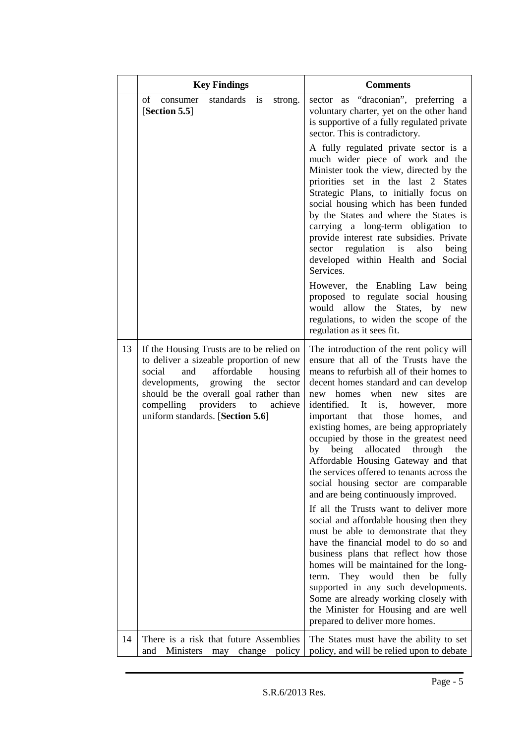| | Key Findings | Comments |
|---|---|---|
| | of consumer standards is strong. [**Section 5.5**] | sector as "draconian", preferring a voluntary charter, yet on the other hand is supportive of a fully regulated private sector. This is contradictory.<br><br>A fully regulated private sector is a much wider piece of work and the Minister took the view, directed by the priorities set in the last 2 States Strategic Plans, to initially focus on social housing which has been funded by the States and where the States is carrying a long-term obligation to provide interest rate subsidies. Private sector regulation is also being developed within Health and Social Services.<br><br>However, the Enabling Law being proposed to regulate social housing would allow the States, by new regulations, to widen the scope of the regulation as it sees fit. |
| 13 | If the Housing Trusts are to be relied on to deliver a sizeable proportion of new social and affordable housing developments, growing the sector should be the overall goal rather than compelling providers to achieve uniform standards. [**Section 5.6**] | The introduction of the rent policy will ensure that all of the Trusts have the means to refurbish all of their homes to decent homes standard and can develop new homes when new sites are identified. It is, however, more important that those homes, and existing homes, are being appropriately occupied by those in the greatest need by being allocated through the Affordable Housing Gateway and that the services offered to tenants across the social housing sector are comparable and are being continuously improved.<br><br>If all the Trusts want to deliver more social and affordable housing then they must be able to demonstrate that they have the financial model to do so and business plans that reflect how those homes will be maintained for the long-term. They would then be fully supported in any such developments. Some are already working closely with the Minister for Housing and are well prepared to deliver more homes. |
| 14 | There is a risk that future Assemblies and Ministers may change policy | The States must have the ability to set policy, and will be relied upon to debate |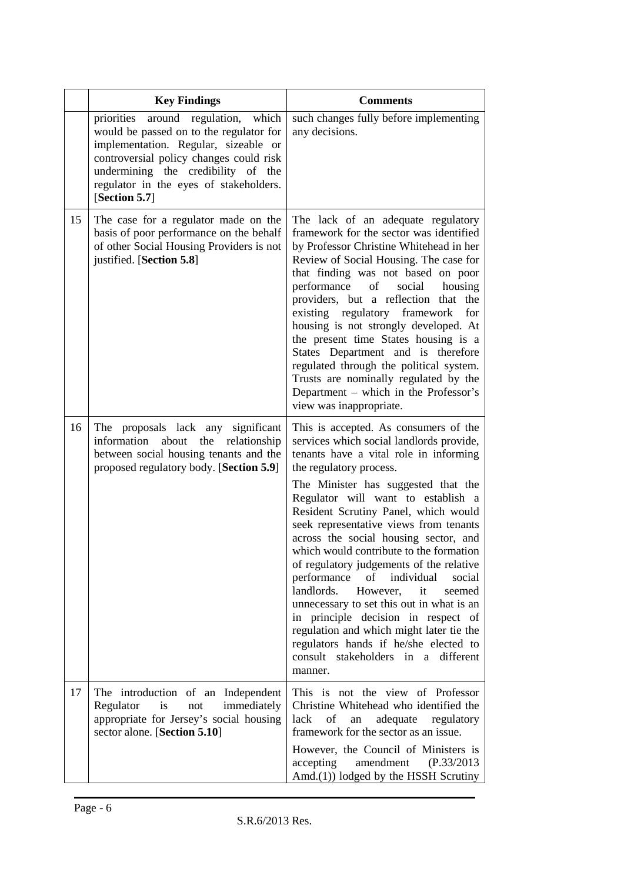| | Key Findings | Comments |
|---|---|---|
| | priorities around regulation, which would be passed on to the regulator for implementation. Regular, sizeable or controversial policy changes could risk undermining the credibility of the regulator in the eyes of stakeholders. [**Section 5.7**] | such changes fully before implementing any decisions. |
| 15 | The case for a regulator made on the basis of poor performance on the behalf of other Social Housing Providers is not justified. [**Section 5.8**] | The lack of an adequate regulatory framework for the sector was identified by Professor Christine Whitehead in her Review of Social Housing. The case for that finding was not based on poor performance of social housing providers, but a reflection that the existing regulatory framework for housing is not strongly developed. At the present time States housing is a States Department and is therefore regulated through the political system. Trusts are nominally regulated by the Department – which in the Professor's view was inappropriate. |
| 16 | The proposals lack any significant information about the relationship between social housing tenants and the proposed regulatory body. [**Section 5.9**] | This is accepted. As consumers of the services which social landlords provide, tenants have a vital role in informing the regulatory process.<br><br>The Minister has suggested that the Regulator will want to establish a Resident Scrutiny Panel, which would seek representative views from tenants across the social housing sector, and which would contribute to the formation of regulatory judgements of the relative performance of individual social landlords. However, it seemed unnecessary to set this out in what is an in principle decision in respect of regulation and which might later tie the regulators hands if he/she elected to consult stakeholders in a different manner. |
| 17 | The introduction of an Independent Regulator is not immediately appropriate for Jersey's social housing sector alone. [**Section 5.10**] | This is not the view of Professor Christine Whitehead who identified the lack of an adequate regulatory framework for the sector as an issue.<br><br>However, the Council of Ministers is accepting amendment (P.33/2013 Amd.(1)) lodged by the HSSH Scrutiny |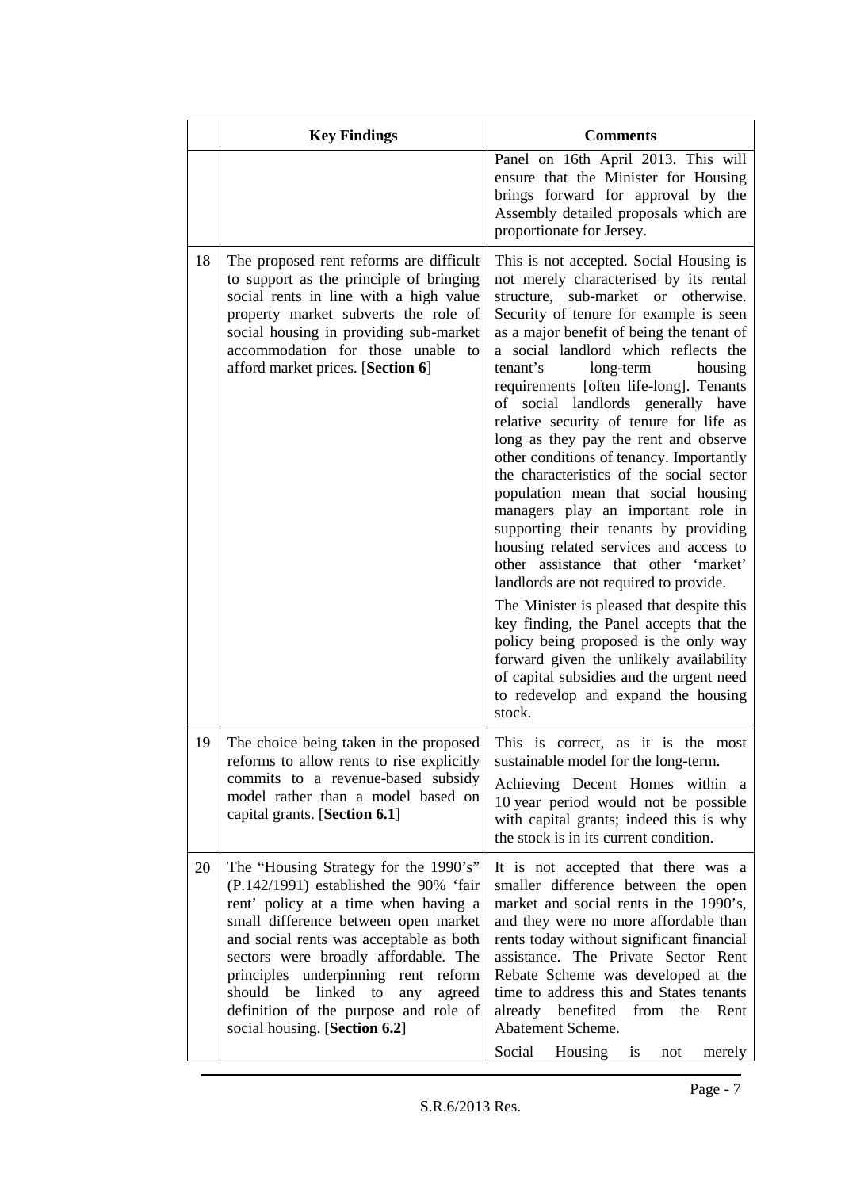| | Key Findings | Comments |
|---|---|---|
| | | Panel on 16th April 2013. This will ensure that the Minister for Housing brings forward for approval by the Assembly detailed proposals which are proportionate for Jersey. |
| 18 | The proposed rent reforms are difficult to support as the principle of bringing social rents in line with a high value property market subverts the role of social housing in providing sub-market accommodation for those unable to afford market prices. [**Section 6**] | This is not accepted. Social Housing is not merely characterised by its rental structure, sub-market or otherwise. Security of tenure for example is seen as a major benefit of being the tenant of a social landlord which reflects the tenant's long-term housing requirements [often life-long]. Tenants of social landlords generally have relative security of tenure for life as long as they pay the rent and observe other conditions of tenancy. Importantly the characteristics of the social sector population mean that social housing managers play an important role in supporting their tenants by providing housing related services and access to other assistance that other 'market' landlords are not required to provide.<br><br>The Minister is pleased that despite this key finding, the Panel accepts that the policy being proposed is the only way forward given the unlikely availability of capital subsidies and the urgent need to redevelop and expand the housing stock. |
| 19 | The choice being taken in the proposed reforms to allow rents to rise explicitly commits to a revenue-based subsidy model rather than a model based on capital grants. [**Section 6.1**] | This is correct, as it is the most sustainable model for the long-term.<br><br>Achieving Decent Homes within a 10 year period would not be possible with capital grants; indeed this is why the stock is in its current condition. |
| 20 | The "Housing Strategy for the 1990's" (P.142/1991) established the 90% 'fair rent' policy at a time when having a small difference between open market and social rents was acceptable as both sectors were broadly affordable. The principles underpinning rent reform should be linked to any agreed definition of the purpose and role of social housing. [**Section 6.2**] | It is not accepted that there was a smaller difference between the open market and social rents in the 1990's, and they were no more affordable than rents today without significant financial assistance. The Private Sector Rent Rebate Scheme was developed at the time to address this and States tenants already benefited from the Rent Abatement Scheme.<br><br>Social Housing is not merely |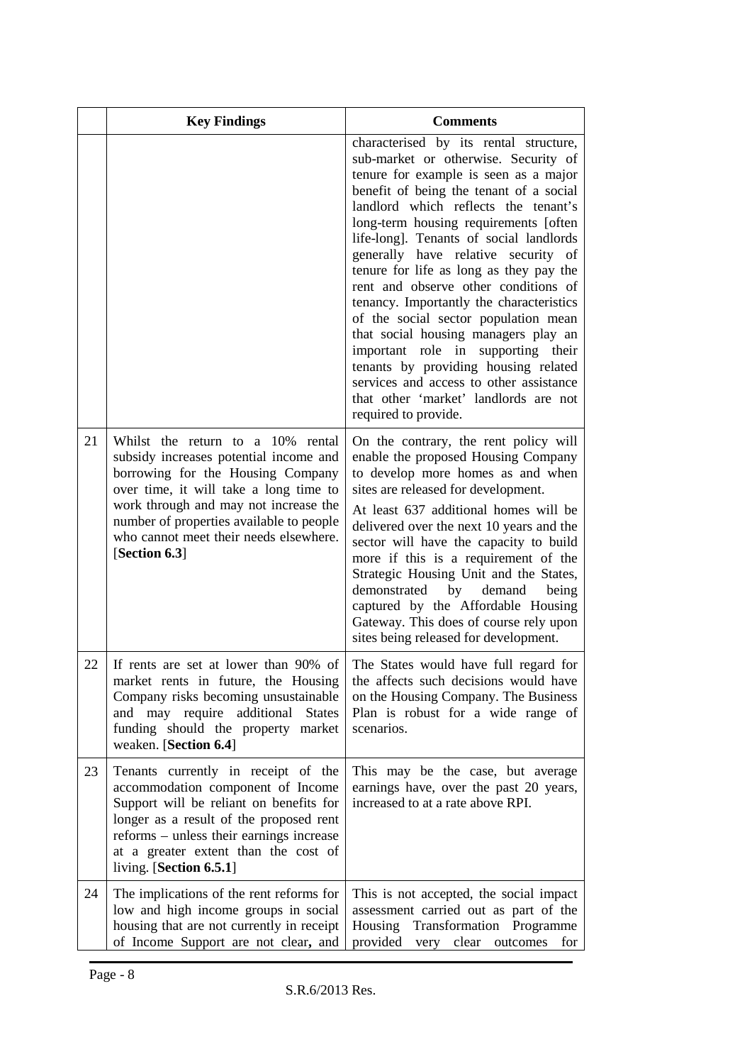| | Key Findings | Comments |
|---|---|---|
| | | characterised by its rental structure, sub-market or otherwise. Security of tenure for example is seen as a major benefit of being the tenant of a social landlord which reflects the tenant's long-term housing requirements [often life-long]. Tenants of social landlords generally have relative security of tenure for life as long as they pay the rent and observe other conditions of tenancy. Importantly the characteristics of the social sector population mean that social housing managers play an important role in supporting their tenants by providing housing related services and access to other assistance that other 'market' landlords are not required to provide. |
| 21 | Whilst the return to a 10% rental subsidy increases potential income and borrowing for the Housing Company over time, it will take a long time to work through and may not increase the number of properties available to people who cannot meet their needs elsewhere. [**Section 6.3**] | On the contrary, the rent policy will enable the proposed Housing Company to develop more homes as and when sites are released for development.<br><br>At least 637 additional homes will be delivered over the next 10 years and the sector will have the capacity to build more if this is a requirement of the Strategic Housing Unit and the States, demonstrated by demand being captured by the Affordable Housing Gateway. This does of course rely upon sites being released for development. |
| 22 | If rents are set at lower than 90% of market rents in future, the Housing Company risks becoming unsustainable and may require additional States funding should the property market weaken. [**Section 6.4**] | The States would have full regard for the affects such decisions would have on the Housing Company. The Business Plan is robust for a wide range of scenarios. |
| 23 | Tenants currently in receipt of the accommodation component of Income Support will be reliant on benefits for longer as a result of the proposed rent reforms – unless their earnings increase at a greater extent than the cost of living. [**Section 6.5.1**] | This may be the case, but average earnings have, over the past 20 years, increased to at a rate above RPI. |
| 24 | The implications of the rent reforms for low and high income groups in social housing that are not currently in receipt of Income Support are not clear**,** and | This is not accepted, the social impact assessment carried out as part of the Housing Transformation Programme provided very clear outcomes for |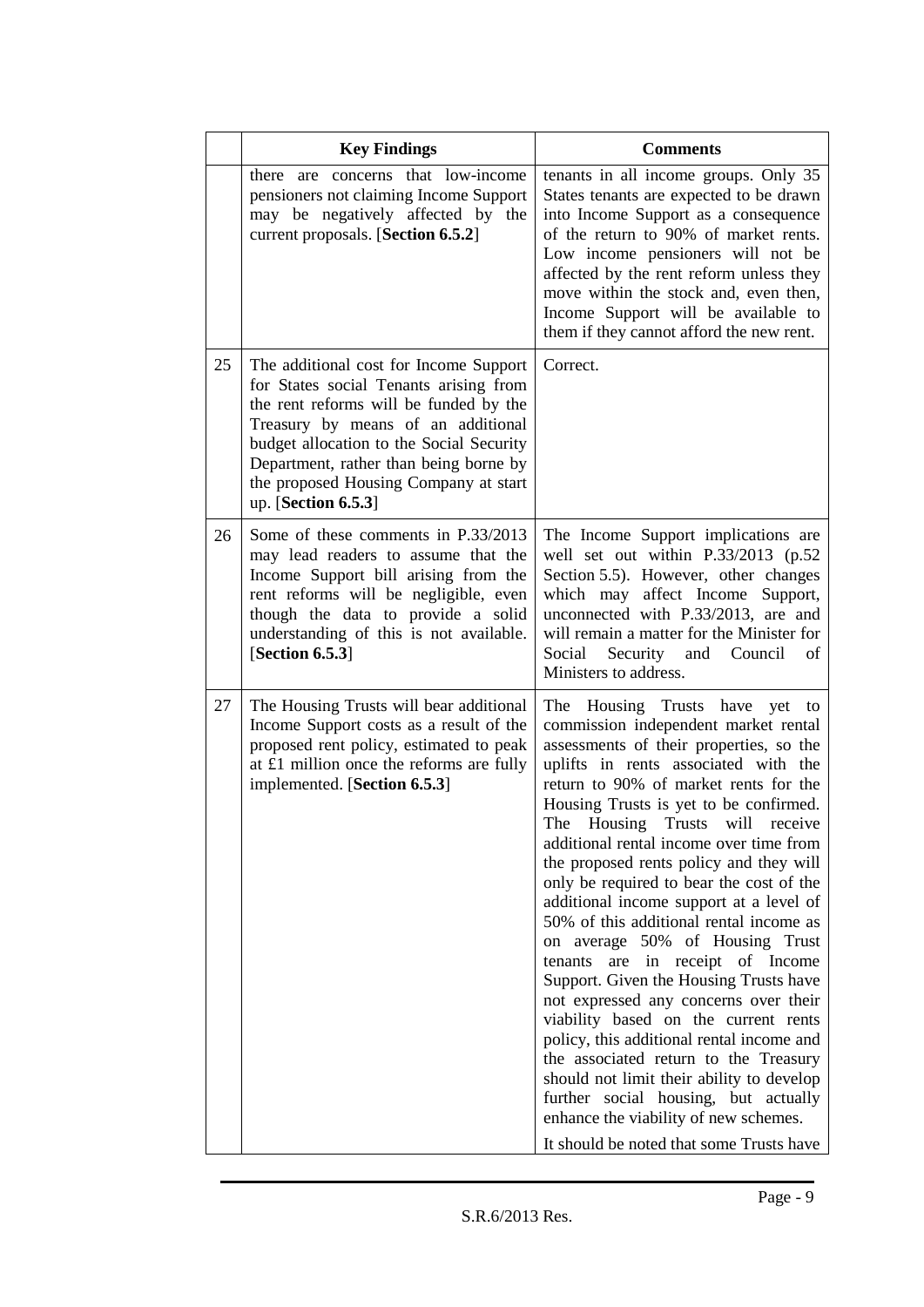| | Key Findings | Comments |
|---|---|---|
| | there are concerns that low-income pensioners not claiming Income Support may be negatively affected by the current proposals. [**Section 6.5.2**] | tenants in all income groups. Only 35 States tenants are expected to be drawn into Income Support as a consequence of the return to 90% of market rents. Low income pensioners will not be affected by the rent reform unless they move within the stock and, even then, Income Support will be available to them if they cannot afford the new rent. |
| 25 | The additional cost for Income Support for States social Tenants arising from the rent reforms will be funded by the Treasury by means of an additional budget allocation to the Social Security Department, rather than being borne by the proposed Housing Company at start up. [**Section 6.5.3**] | Correct. |
| 26 | Some of these comments in P.33/2013 may lead readers to assume that the Income Support bill arising from the rent reforms will be negligible, even though the data to provide a solid understanding of this is not available. [**Section 6.5.3**] | The Income Support implications are well set out within P.33/2013 (p.52 Section 5.5). However, other changes which may affect Income Support, unconnected with P.33/2013, are and will remain a matter for the Minister for Social Security and Council of Ministers to address. |
| 27 | The Housing Trusts will bear additional Income Support costs as a result of the proposed rent policy, estimated to peak at £1 million once the reforms are fully implemented. [**Section 6.5.3**] | The Housing Trusts have yet to commission independent market rental assessments of their properties, so the uplifts in rents associated with the return to 90% of market rents for the Housing Trusts is yet to be confirmed. The Housing Trusts will receive additional rental income over time from the proposed rents policy and they will only be required to bear the cost of the additional income support at a level of 50% of this additional rental income as on average 50% of Housing Trust tenants are in receipt of Income Support. Given the Housing Trusts have not expressed any concerns over their viability based on the current rents policy, this additional rental income and the associated return to the Treasury should not limit their ability to develop further social housing, but actually enhance the viability of new schemes.<br><br>It should be noted that some Trusts have |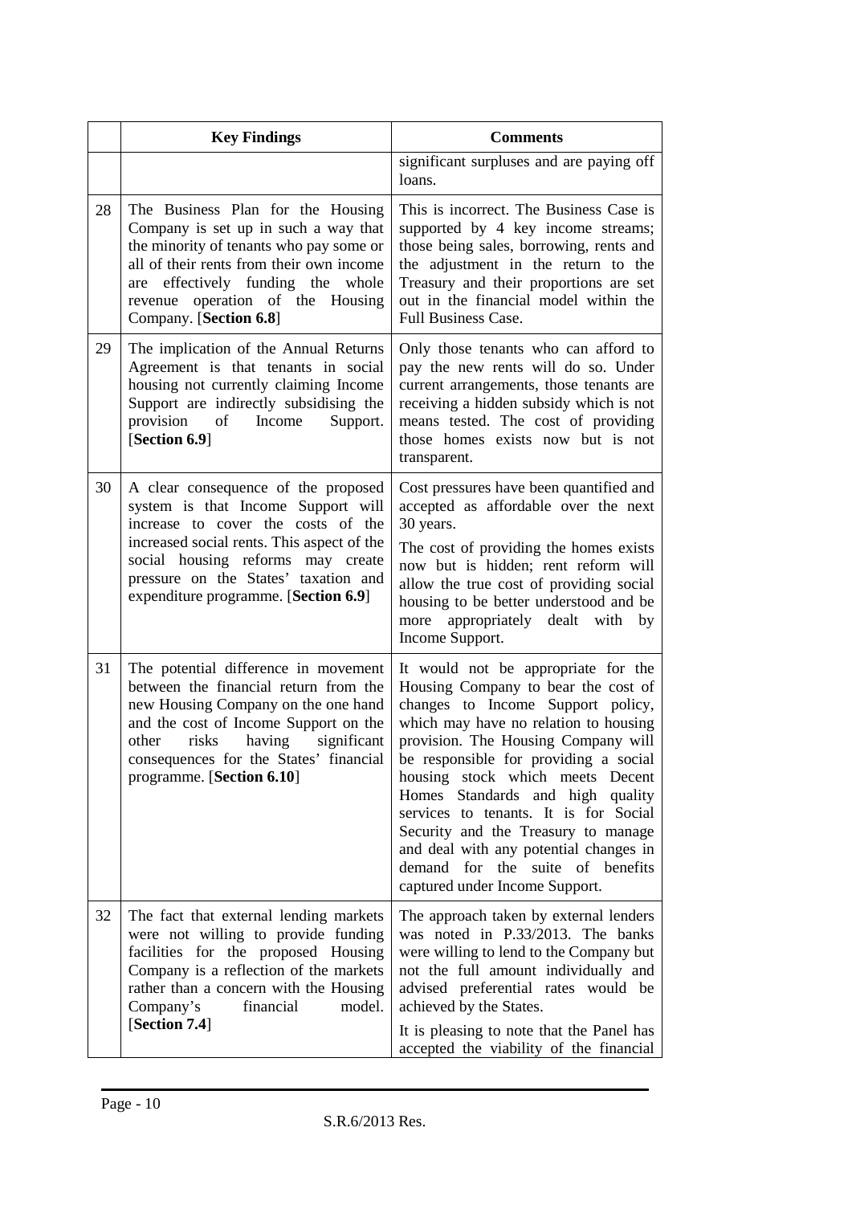| | Key Findings | Comments |
|---|---|---|
| | | significant surpluses and are paying off loans. |
| 28 | The Business Plan for the Housing Company is set up in such a way that the minority of tenants who pay some or all of their rents from their own income are effectively funding the whole revenue operation of the Housing Company. [**Section 6.8**] | This is incorrect. The Business Case is supported by 4 key income streams; those being sales, borrowing, rents and the adjustment in the return to the Treasury and their proportions are set out in the financial model within the Full Business Case. |
| 29 | The implication of the Annual Returns Agreement is that tenants in social housing not currently claiming Income Support are indirectly subsidising the provision of Income Support. [**Section 6.9**] | Only those tenants who can afford to pay the new rents will do so. Under current arrangements, those tenants are receiving a hidden subsidy which is not means tested. The cost of providing those homes exists now but is not transparent. |
| 30 | A clear consequence of the proposed system is that Income Support will increase to cover the costs of the increased social rents. This aspect of the social housing reforms may create pressure on the States' taxation and expenditure programme. [**Section 6.9**] | Cost pressures have been quantified and accepted as affordable over the next 30 years.<br><br>The cost of providing the homes exists now but is hidden; rent reform will allow the true cost of providing social housing to be better understood and be more appropriately dealt with by Income Support. |
| 31 | The potential difference in movement between the financial return from the new Housing Company on the one hand and the cost of Income Support on the other risks having significant consequences for the States' financial programme. [**Section 6.10**] | It would not be appropriate for the Housing Company to bear the cost of changes to Income Support policy, which may have no relation to housing provision. The Housing Company will be responsible for providing a social housing stock which meets Decent Homes Standards and high quality services to tenants. It is for Social Security and the Treasury to manage and deal with any potential changes in demand for the suite of benefits captured under Income Support. |
| 32 | The fact that external lending markets were not willing to provide funding facilities for the proposed Housing Company is a reflection of the markets rather than a concern with the Housing Company's financial model. [**Section 7.4**] | The approach taken by external lenders was noted in P.33/2013. The banks were willing to lend to the Company but not the full amount individually and advised preferential rates would be achieved by the States.<br><br>It is pleasing to note that the Panel has accepted the viability of the financial |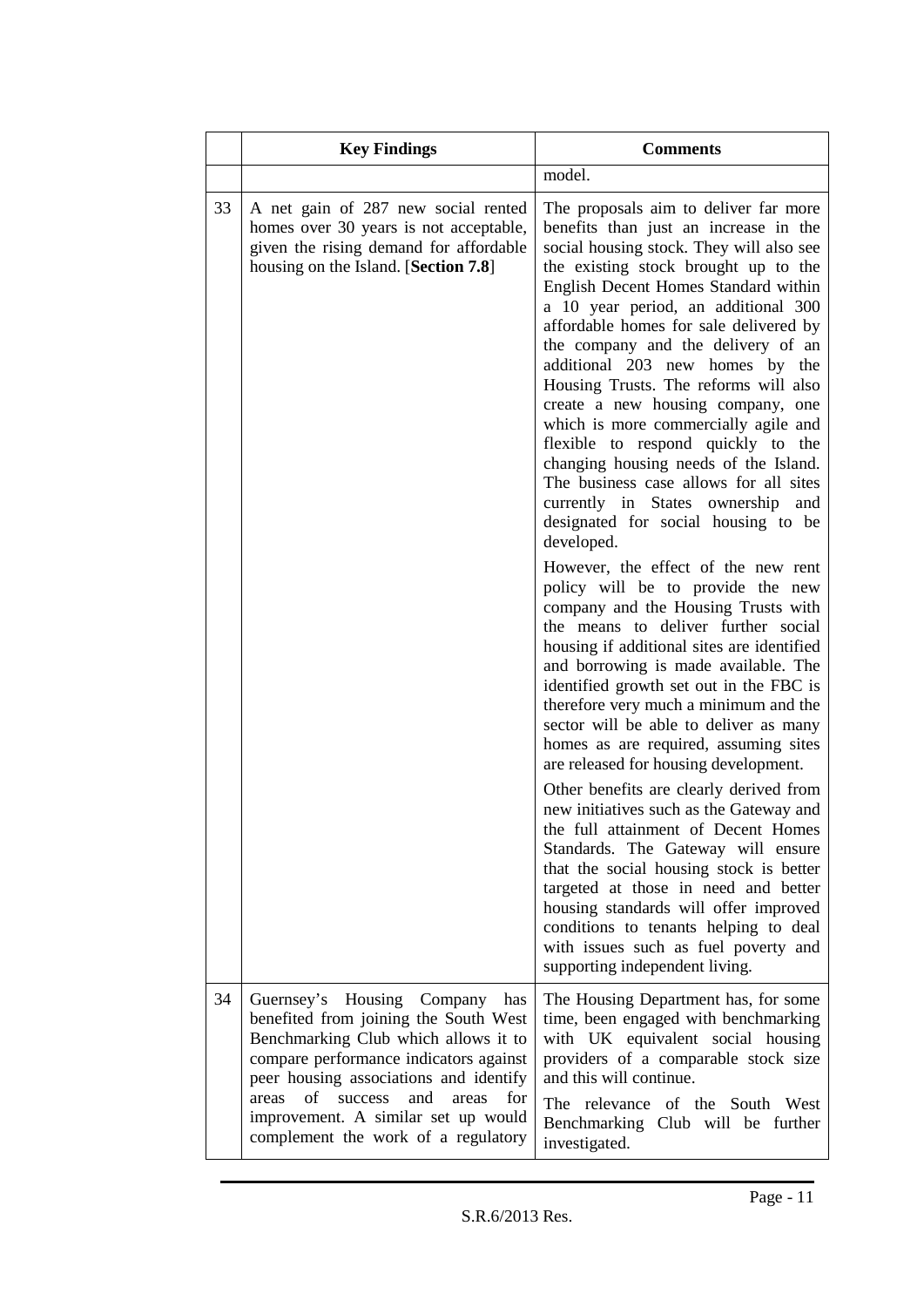| | Key Findings | Comments |
|---|---|---|
| | | model. |
| 33 | A net gain of 287 new social rented homes over 30 years is not acceptable, given the rising demand for affordable housing on the Island. [**Section 7.8**] | The proposals aim to deliver far more benefits than just an increase in the social housing stock. They will also see the existing stock brought up to the English Decent Homes Standard within a 10 year period, an additional 300 affordable homes for sale delivered by the company and the delivery of an additional 203 new homes by the Housing Trusts. The reforms will also create a new housing company, one which is more commercially agile and flexible to respond quickly to the changing housing needs of the Island. The business case allows for all sites currently in States ownership and designated for social housing to be developed.<br><br>However, the effect of the new rent policy will be to provide the new company and the Housing Trusts with the means to deliver further social housing if additional sites are identified and borrowing is made available. The identified growth set out in the FBC is therefore very much a minimum and the sector will be able to deliver as many homes as are required, assuming sites are released for housing development.<br><br>Other benefits are clearly derived from new initiatives such as the Gateway and the full attainment of Decent Homes Standards. The Gateway will ensure that the social housing stock is better targeted at those in need and better housing standards will offer improved conditions to tenants helping to deal with issues such as fuel poverty and supporting independent living. |
| 34 | Guernsey's Housing Company has benefited from joining the South West Benchmarking Club which allows it to compare performance indicators against peer housing associations and identify areas of success and areas for improvement. A similar set up would complement the work of a regulatory | The Housing Department has, for some time, been engaged with benchmarking with UK equivalent social housing providers of a comparable stock size and this will continue.<br><br>The relevance of the South West Benchmarking Club will be further investigated. |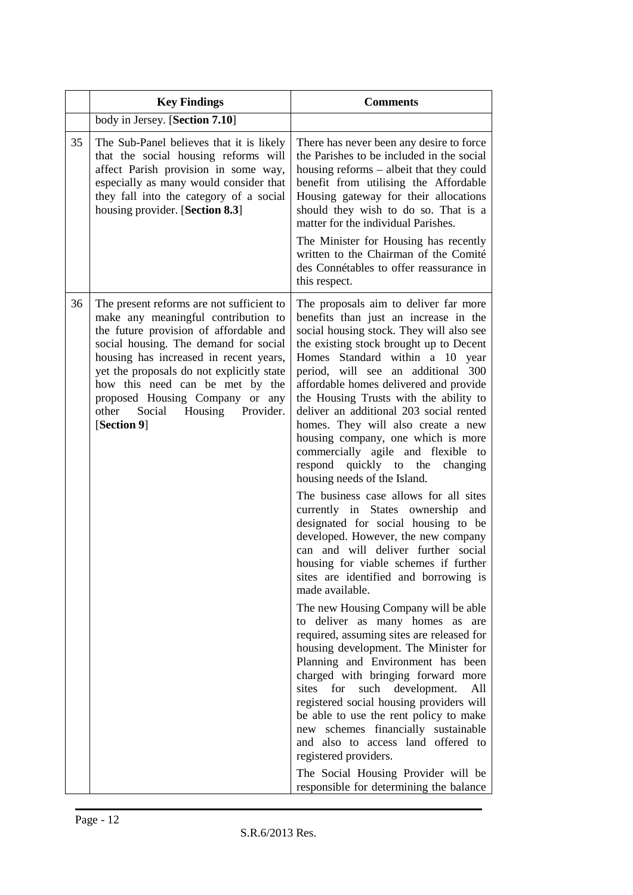|  | Key Findings | Comments |
|---|---|---|
|  | body in Jersey. [**Section 7.10**] |  |
| 35 | The Sub-Panel believes that it is likely that the social housing reforms will affect Parish provision in some way, especially as many would consider that they fall into the category of a social housing provider. [**Section 8.3**] | There has never been any desire to force the Parishes to be included in the social housing reforms – albeit that they could benefit from utilising the Affordable Housing gateway for their allocations should they wish to do so. That is a matter for the individual Parishes.<br><br>The Minister for Housing has recently written to the Chairman of the Comité des Connétables to offer reassurance in this respect. |
| 36 | The present reforms are not sufficient to make any meaningful contribution to the future provision of affordable and social housing. The demand for social housing has increased in recent years, yet the proposals do not explicitly state how this need can be met by the proposed Housing Company or any other Social Housing Provider. [**Section 9**] | The proposals aim to deliver far more benefits than just an increase in the social housing stock. They will also see the existing stock brought up to Decent Homes Standard within a 10 year period, will see an additional 300 affordable homes delivered and provide the Housing Trusts with the ability to deliver an additional 203 social rented homes. They will also create a new housing company, one which is more commercially agile and flexible to respond quickly to the changing housing needs of the Island.<br><br>The business case allows for all sites currently in States ownership and designated for social housing to be developed. However, the new company can and will deliver further social housing for viable schemes if further sites are identified and borrowing is made available.<br><br>The new Housing Company will be able to deliver as many homes as are required, assuming sites are released for housing development. The Minister for Planning and Environment has been charged with bringing forward more sites for such development. All registered social housing providers will be able to use the rent policy to make new schemes financially sustainable and also to access land offered to registered providers.<br><br>The Social Housing Provider will be responsible for determining the balance |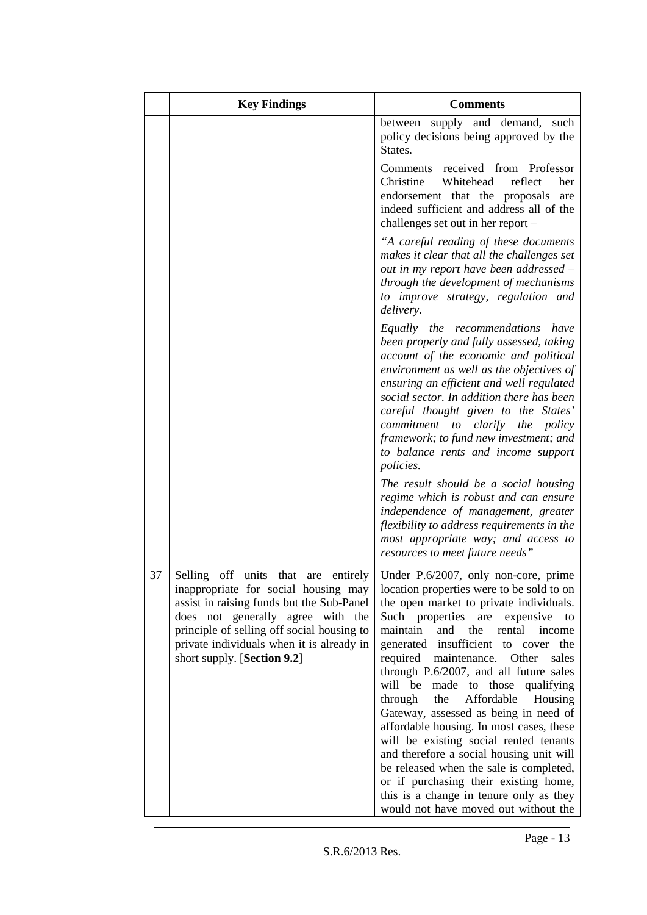| | Key Findings | Comments |
|---|---|---|
| | | between supply and demand, such policy decisions being approved by the States.<br><br>Comments received from Professor Christine Whitehead reflect her endorsement that the proposals are indeed sufficient and address all of the challenges set out in her report –<br><br>*"A careful reading of these documents makes it clear that all the challenges set out in my report have been addressed – through the development of mechanisms to improve strategy, regulation and delivery.*<br><br>*Equally the recommendations have been properly and fully assessed, taking account of the economic and political environment as well as the objectives of ensuring an efficient and well regulated social sector. In addition there has been careful thought given to the States' commitment to clarify the policy framework; to fund new investment; and to balance rents and income support policies.*<br><br>*The result should be a social housing regime which is robust and can ensure independence of management, greater flexibility to address requirements in the most appropriate way; and access to resources to meet future needs"* |
| 37 | Selling off units that are entirely inappropriate for social housing may assist in raising funds but the Sub-Panel does not generally agree with the principle of selling off social housing to private individuals when it is already in short supply. [**Section 9.2**] | Under P.6/2007, only non-core, prime location properties were to be sold to on the open market to private individuals. Such properties are expensive to maintain and the rental income generated insufficient to cover the required maintenance. Other sales through P.6/2007, and all future sales will be made to those qualifying through the Affordable Housing Gateway, assessed as being in need of affordable housing. In most cases, these will be existing social rented tenants and therefore a social housing unit will be released when the sale is completed, or if purchasing their existing home, this is a change in tenure only as they would not have moved out without the |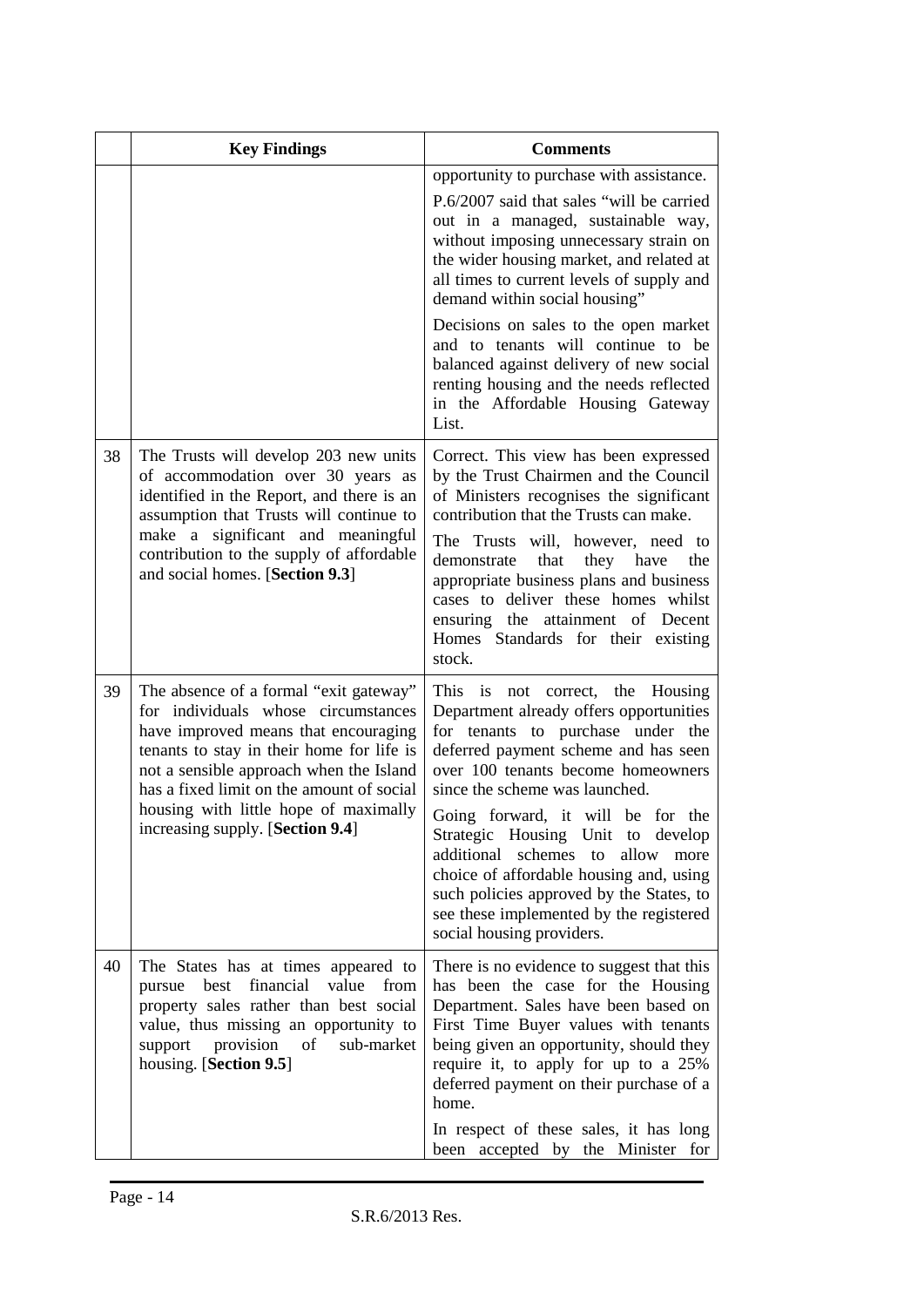| | Key Findings | Comments |
|---|---|---|
| | | opportunity to purchase with assistance.<br><br>P.6/2007 said that sales "will be carried out in a managed, sustainable way, without imposing unnecessary strain on the wider housing market, and related at all times to current levels of supply and demand within social housing"<br><br>Decisions on sales to the open market and to tenants will continue to be balanced against delivery of new social renting housing and the needs reflected in the Affordable Housing Gateway List. |
| 38 | The Trusts will develop 203 new units of accommodation over 30 years as identified in the Report, and there is an assumption that Trusts will continue to make a significant and meaningful contribution to the supply of affordable and social homes. [**Section 9.3**] | Correct. This view has been expressed by the Trust Chairmen and the Council of Ministers recognises the significant contribution that the Trusts can make.<br><br>The Trusts will, however, need to demonstrate that they have the appropriate business plans and business cases to deliver these homes whilst ensuring the attainment of Decent Homes Standards for their existing stock. |
| 39 | The absence of a formal "exit gateway" for individuals whose circumstances have improved means that encouraging tenants to stay in their home for life is not a sensible approach when the Island has a fixed limit on the amount of social housing with little hope of maximally increasing supply. [**Section 9.4**] | This is not correct, the Housing Department already offers opportunities for tenants to purchase under the deferred payment scheme and has seen over 100 tenants become homeowners since the scheme was launched.<br><br>Going forward, it will be for the Strategic Housing Unit to develop additional schemes to allow more choice of affordable housing and, using such policies approved by the States, to see these implemented by the registered social housing providers. |
| 40 | The States has at times appeared to pursue best financial value from property sales rather than best social value, thus missing an opportunity to support provision of sub-market housing. [**Section 9.5**] | There is no evidence to suggest that this has been the case for the Housing Department. Sales have been based on First Time Buyer values with tenants being given an opportunity, should they require it, to apply for up to a 25% deferred payment on their purchase of a home.<br><br>In respect of these sales, it has long been accepted by the Minister for |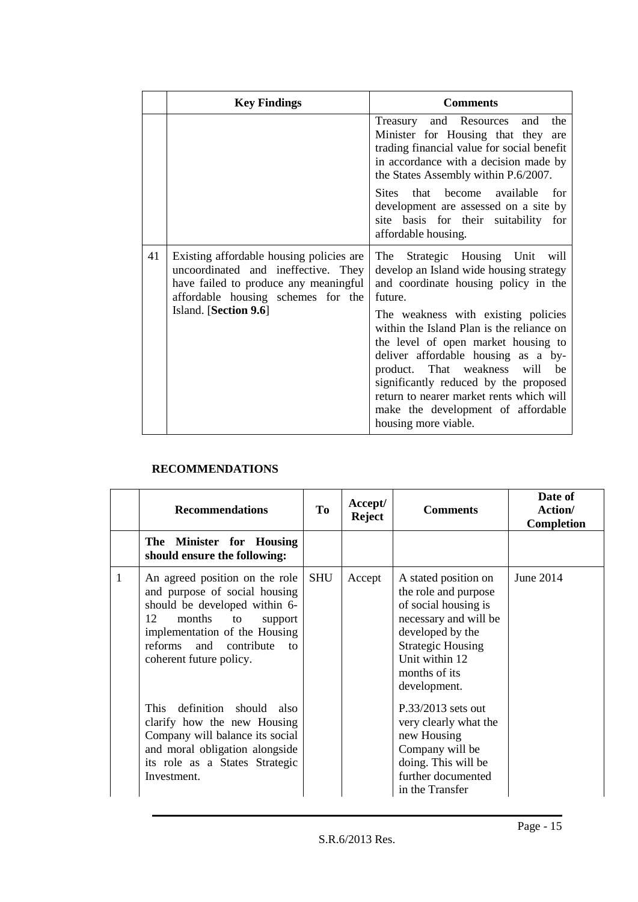| | Key Findings | Comments |
|---|---|---|
| | | Treasury and Resources and the Minister for Housing that they are trading financial value for social benefit in accordance with a decision made by the States Assembly within P.6/2007.<br><br>Sites that become available for development are assessed on a site by site basis for their suitability for affordable housing. |
| 41 | Existing affordable housing policies are uncoordinated and ineffective. They have failed to produce any meaningful affordable housing schemes for the Island. [**Section 9.6**] | The Strategic Housing Unit will develop an Island wide housing strategy and coordinate housing policy in the future.<br><br>The weakness with existing policies within the Island Plan is the reliance on the level of open market housing to deliver affordable housing as a by-product. That weakness will be significantly reduced by the proposed return to nearer market rents which will make the development of affordable housing more viable. |

**RECOMMENDATIONS**

| | Recommendations | To | Accept/ Reject | Comments | Date of Action/ Completion |
|---|---|---|---|---|---|
| | **The Minister for Housing should ensure the following:** | | | | |
| 1 | An agreed position on the role and purpose of social housing should be developed within 6-12 months to support implementation of the Housing reforms and contribute to coherent future policy.<br><br>This definition should also clarify how the new Housing Company will balance its social and moral obligation alongside its role as a States Strategic Investment. | SHU | Accept | A stated position on the role and purpose of social housing is necessary and will be developed by the Strategic Housing Unit within 12 months of its development.<br><br>P.33/2013 sets out very clearly what the new Housing Company will be doing. This will be further documented in the Transfer | June 2014 |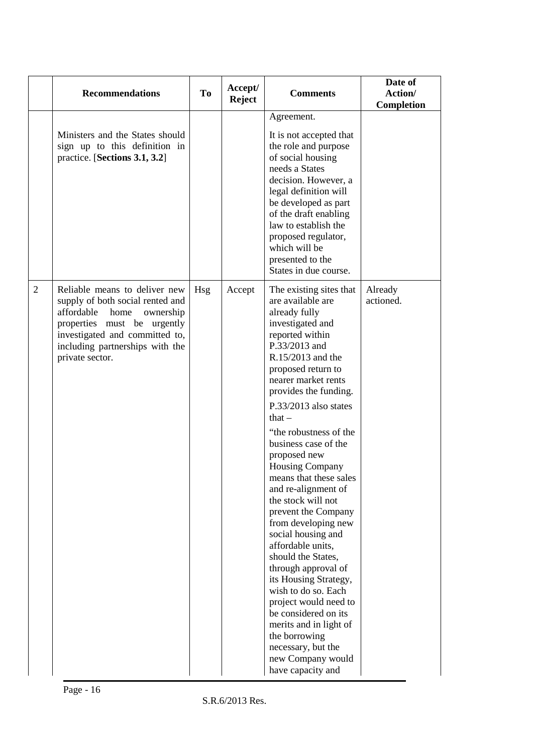| | Recommendations | To | Accept/ Reject | Comments | Date of Action/ Completion |
|---|---|---|---|---|---|
| | Ministers and the States should sign up to this definition in practice. [**Sections 3.1, 3.2**] | | | Agreement.<br><br>It is not accepted that the role and purpose of social housing needs a States decision. However, a legal definition will be developed as part of the draft enabling law to establish the proposed regulator, which will be presented to the States in due course. | |
| 2 | Reliable means to deliver new supply of both social rented and affordable home ownership properties must be urgently investigated and committed to, including partnerships with the private sector. | Hsg | Accept | The existing sites that are available are already fully investigated and reported within P.33/2013 and R.15/2013 and the proposed return to nearer market rents provides the funding.<br><br>P.33/2013 also states that –<br><br>"the robustness of the business case of the proposed new Housing Company means that these sales and re-alignment of the stock will not prevent the Company from developing new social housing and affordable units, should the States, through approval of its Housing Strategy, wish to do so. Each project would need to be considered on its merits and in light of the borrowing necessary, but the new Company would have capacity and | Already actioned. |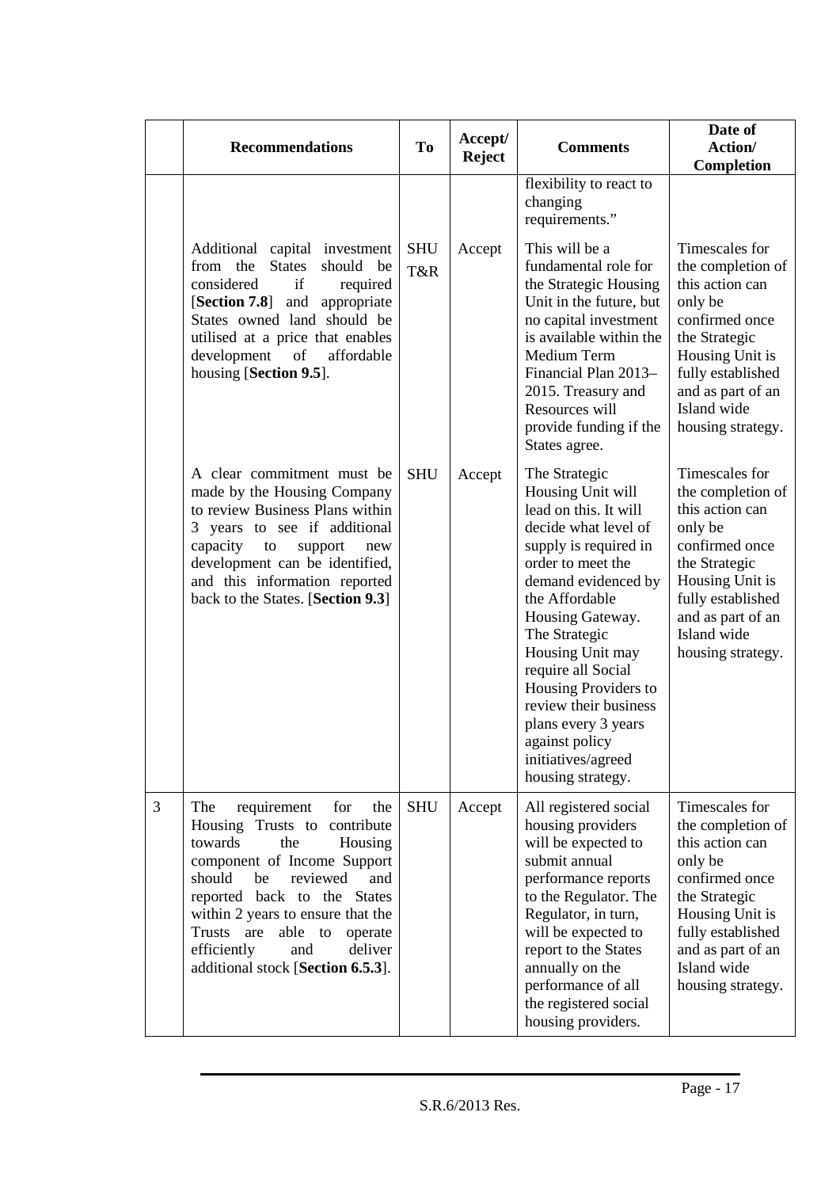| | Recommendations | To | Accept/ Reject | Comments | Date of Action/ Completion |
|---|---|---|---|---|---|
| | | | | flexibility to react to changing requirements." | |
| | Additional capital investment from the States should be considered if required [**Section 7.8**] and appropriate States owned land should be utilised at a price that enables development of affordable housing [**Section 9.5**]. | SHU T&R | Accept | This will be a fundamental role for the Strategic Housing Unit in the future, but no capital investment is available within the Medium Term Financial Plan 2013–2015. Treasury and Resources will provide funding if the States agree. | Timescales for the completion of this action can only be confirmed once the Strategic Housing Unit is fully established and as part of an Island wide housing strategy. |
| | A clear commitment must be made by the Housing Company to review Business Plans within 3 years to see if additional capacity to support new development can be identified, and this information reported back to the States. [**Section 9.3**] | SHU | Accept | The Strategic Housing Unit will lead on this. It will decide what level of supply is required in order to meet the demand evidenced by the Affordable Housing Gateway. The Strategic Housing Unit may require all Social Housing Providers to review their business plans every 3 years against policy initiatives/agreed housing strategy. | Timescales for the completion of this action can only be confirmed once the Strategic Housing Unit is fully established and as part of an Island wide housing strategy. |
| 3 | The requirement for the Housing Trusts to contribute towards the Housing component of Income Support should be reviewed and reported back to the States within 2 years to ensure that the Trusts are able to operate efficiently and deliver additional stock [**Section 6.5.3**]. | SHU | Accept | All registered social housing providers will be expected to submit annual performance reports to the Regulator. The Regulator, in turn, will be expected to report to the States annually on the performance of all the registered social housing providers. | Timescales for the completion of this action can only be confirmed once the Strategic Housing Unit is fully established and as part of an Island wide housing strategy. |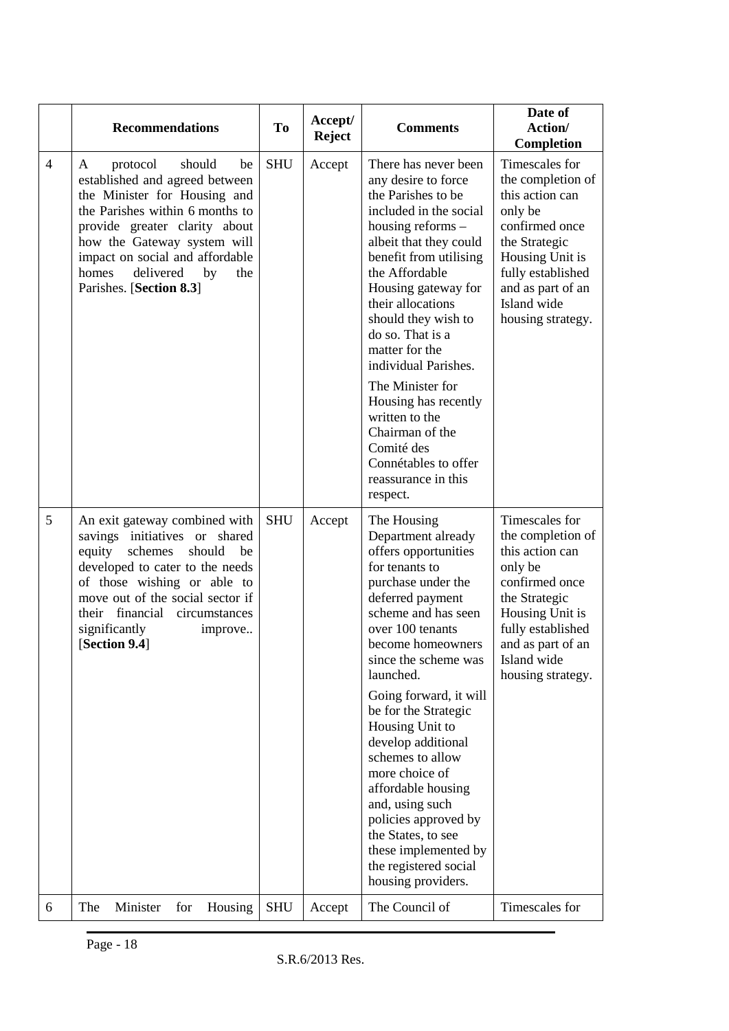| | Recommendations | To | Accept/ Reject | Comments | Date of Action/ Completion |
|---|---|---|---|---|---|
| 4 | A protocol should be established and agreed between the Minister for Housing and the Parishes within 6 months to provide greater clarity about how the Gateway system will impact on social and affordable homes delivered by the Parishes. [**Section 8.3**] | SHU | Accept | There has never been any desire to force the Parishes to be included in the social housing reforms – albeit that they could benefit from utilising the Affordable Housing gateway for their allocations should they wish to do so. That is a matter for the individual Parishes.<br><br>The Minister for Housing has recently written to the Chairman of the Comité des Connétables to offer reassurance in this respect. | Timescales for the completion of this action can only be confirmed once the Strategic Housing Unit is fully established and as part of an Island wide housing strategy. |
| 5 | An exit gateway combined with savings initiatives or shared equity schemes should be developed to cater to the needs of those wishing or able to move out of the social sector if their financial circumstances significantly improve.. [**Section 9.4**] | SHU | Accept | The Housing Department already offers opportunities for tenants to purchase under the deferred payment scheme and has seen over 100 tenants become homeowners since the scheme was launched.<br><br>Going forward, it will be for the Strategic Housing Unit to develop additional schemes to allow more choice of affordable housing and, using such policies approved by the States, to see these implemented by the registered social housing providers. | Timescales for the completion of this action can only be confirmed once the Strategic Housing Unit is fully established and as part of an Island wide housing strategy. |
| 6 | The Minister for Housing | SHU | Accept | The Council of | Timescales for |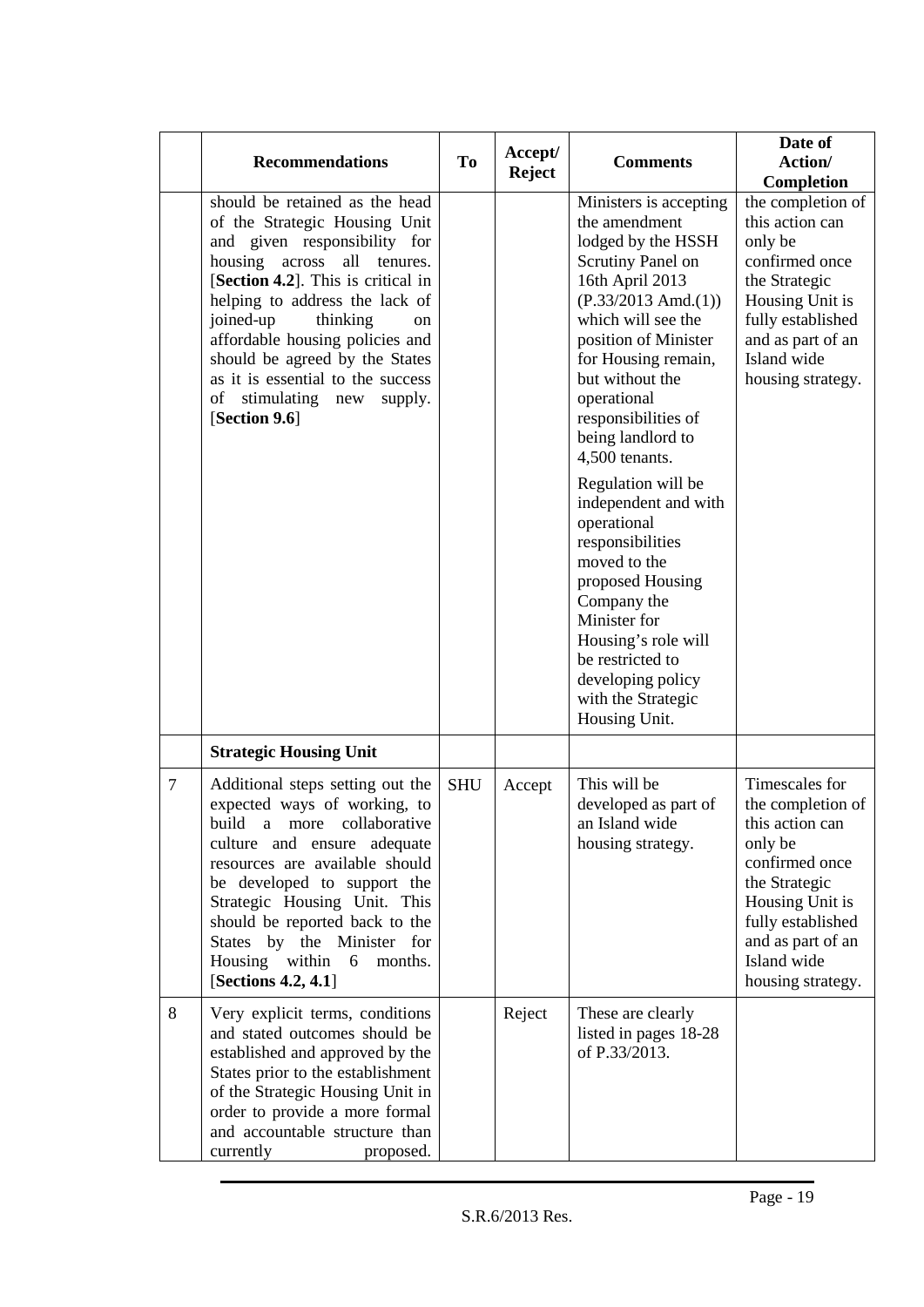|  | **Recommendations** | **To** | **Accept/ Reject** | **Comments** | **Date of Action/ Completion** |
|---|---|---|---|---|---|
|  | should be retained as the head of the Strategic Housing Unit and given responsibility for housing across all tenures. [**Section 4.2**]. This is critical in helping to address the lack of joined-up thinking on affordable housing policies and should be agreed by the States as it is essential to the success of stimulating new supply. [**Section 9.6**] |  |  | Ministers is accepting the amendment lodged by the HSSH Scrutiny Panel on 16th April 2013 (P.33/2013 Amd.(1)) which will see the position of Minister for Housing remain, but without the operational responsibilities of being landlord to 4,500 tenants. Regulation will be independent and with operational responsibilities moved to the proposed Housing Company the Minister for Housing's role will be restricted to developing policy with the Strategic Housing Unit. | the completion of this action can only be confirmed once the Strategic Housing Unit is fully established and as part of an Island wide housing strategy. |
|  | **Strategic Housing Unit** |  |  |  |  |
| 7 | Additional steps setting out the expected ways of working, to build a more collaborative culture and ensure adequate resources are available should be developed to support the Strategic Housing Unit. This should be reported back to the States by the Minister for Housing within 6 months. [**Sections 4.2, 4.1**] | SHU | Accept | This will be developed as part of an Island wide housing strategy. | Timescales for the completion of this action can only be confirmed once the Strategic Housing Unit is fully established and as part of an Island wide housing strategy. |
| 8 | Very explicit terms, conditions and stated outcomes should be established and approved by the States prior to the establishment of the Strategic Housing Unit in order to provide a more formal and accountable structure than currently proposed. |  | Reject | These are clearly listed in pages 18-28 of P.33/2013. |  |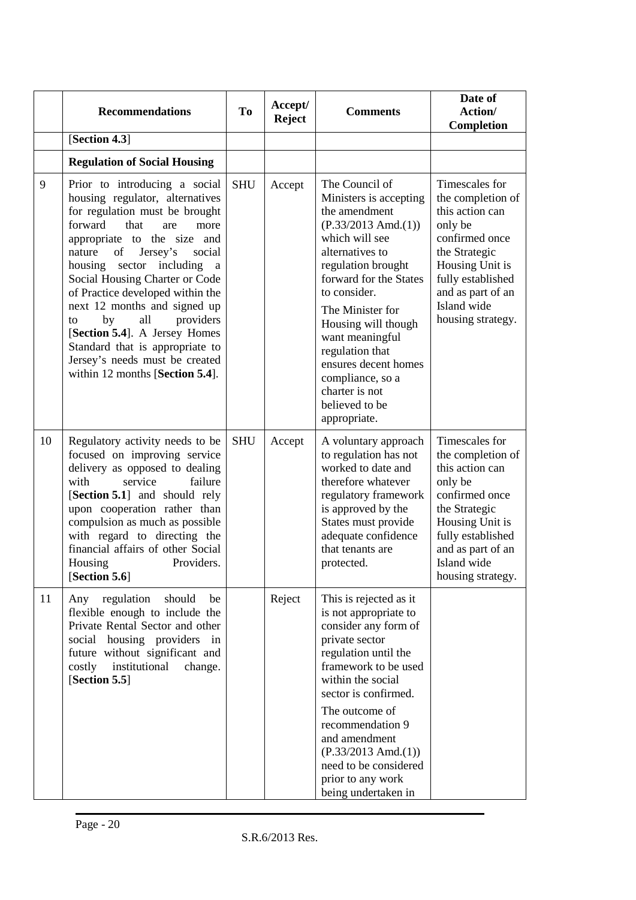|  | Recommendations | To | Accept/ Reject | Comments | Date of Action/ Completion |
|---|---|---|---|---|---|
|  | [**Section 4.3**] |  |  |  |  |
|  | **Regulation of Social Housing** |  |  |  |  |
| 9 | Prior to introducing a social housing regulator, alternatives for regulation must be brought forward that are more appropriate to the size and nature of Jersey's social housing sector including a Social Housing Charter or Code of Practice developed within the next 12 months and signed up to by all providers [**Section 5.4**]. A Jersey Homes Standard that is appropriate to Jersey's needs must be created within 12 months [**Section 5.4**]. | SHU | Accept | The Council of Ministers is accepting the amendment (P.33/2013 Amd.(1)) which will see alternatives to regulation brought forward for the States to consider. The Minister for Housing will though want meaningful regulation that ensures decent homes compliance, so a charter is not believed to be appropriate. | Timescales for the completion of this action can only be confirmed once the Strategic Housing Unit is fully established and as part of an Island wide housing strategy. |
| 10 | Regulatory activity needs to be focused on improving service delivery as opposed to dealing with service failure [**Section 5.1**] and should rely upon cooperation rather than compulsion as much as possible with regard to directing the financial affairs of other Social Housing Providers. [**Section 5.6**] | SHU | Accept | A voluntary approach to regulation has not worked to date and therefore whatever regulatory framework is approved by the States must provide adequate confidence that tenants are protected. | Timescales for the completion of this action can only be confirmed once the Strategic Housing Unit is fully established and as part of an Island wide housing strategy. |
| 11 | Any regulation should be flexible enough to include the Private Rental Sector and other social housing providers in future without significant and costly institutional change. [**Section 5.5**] |  | Reject | This is rejected as it is not appropriate to consider any form of private sector regulation until the framework to be used within the social sector is confirmed. The outcome of recommendation 9 and amendment (P.33/2013 Amd.(1)) need to be considered prior to any work being undertaken in |  |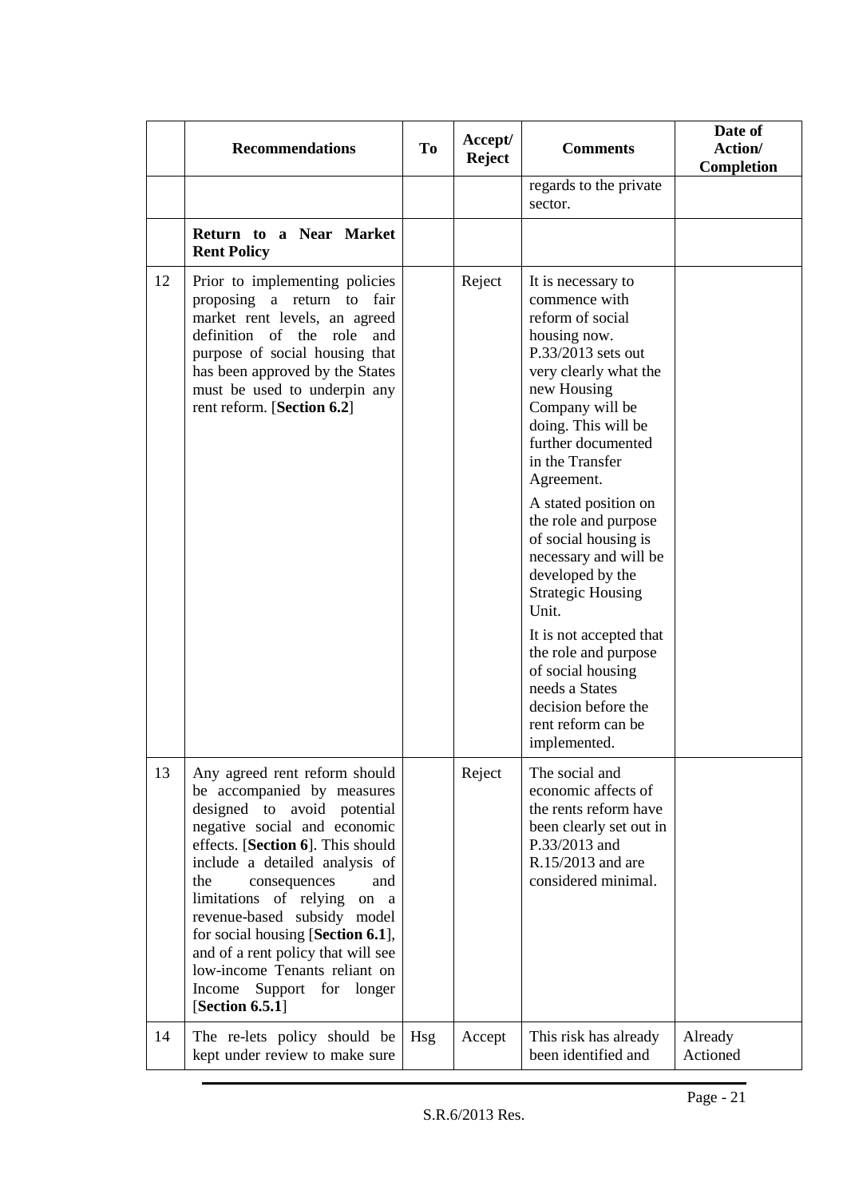|  | Recommendations | To | Accept/ Reject | Comments | Date of Action/ Completion |
|---|---|---|---|---|---|
|  |  |  |  | regards to the private sector. |  |
|  | **Return to a Near Market Rent Policy** |  |  |  |  |
| 12 | Prior to implementing policies proposing a return to fair market rent levels, an agreed definition of the role and purpose of social housing that has been approved by the States must be used to underpin any rent reform. [**Section 6.2**] |  | Reject | It is necessary to commence with reform of social housing now. P.33/2013 sets out very clearly what the new Housing Company will be doing. This will be further documented in the Transfer Agreement.<br><br>A stated position on the role and purpose of social housing is necessary and will be developed by the Strategic Housing Unit.<br><br>It is not accepted that the role and purpose of social housing needs a States decision before the rent reform can be implemented. |  |
| 13 | Any agreed rent reform should be accompanied by measures designed to avoid potential negative social and economic effects. [**Section 6**]. This should include a detailed analysis of the consequences and limitations of relying on a revenue-based subsidy model for social housing [**Section 6.1**], and of a rent policy that will see low-income Tenants reliant on Income Support for longer [**Section 6.5.1**] |  | Reject | The social and economic affects of the rents reform have been clearly set out in P.33/2013 and R.15/2013 and are considered minimal. |  |
| 14 | The re-lets policy should be kept under review to make sure | Hsg | Accept | This risk has already been identified and | Already Actioned |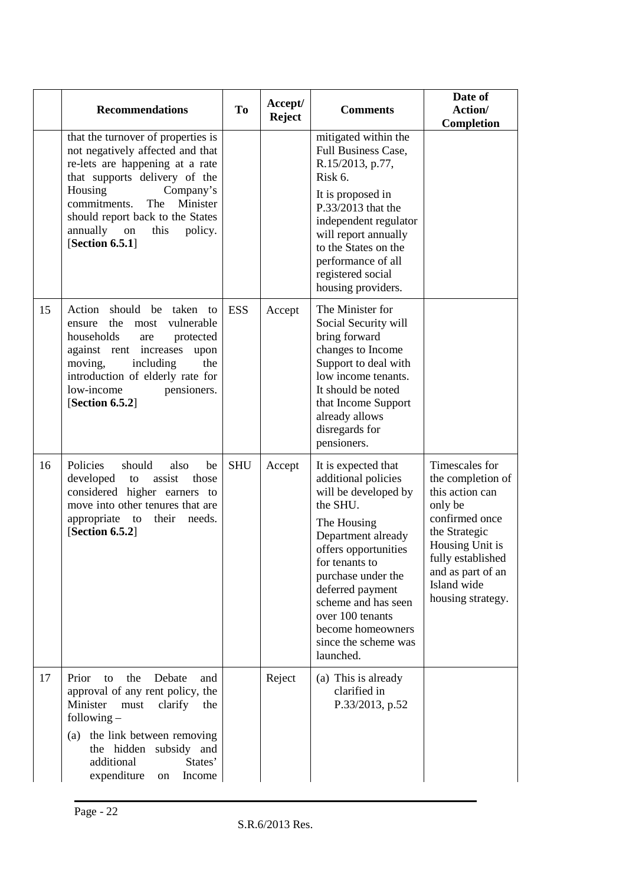|  | Recommendations | To | Accept/ Reject | Comments | Date of Action/ Completion |
|---|---|---|---|---|---|
|  | that the turnover of properties is not negatively affected and that re-lets are happening at a rate that supports delivery of the Housing Company's commitments. The Minister should report back to the States annually on this policy. [**Section 6.5.1**] |  |  | mitigated within the Full Business Case, R.15/2013, p.77, Risk 6. It is proposed in P.33/2013 that the independent regulator will report annually to the States on the performance of all registered social housing providers. |  |
| 15 | Action should be taken to ensure the most vulnerable households are protected against rent increases upon moving, including the introduction of elderly rate for low-income pensioners. [**Section 6.5.2**] | ESS | Accept | The Minister for Social Security will bring forward changes to Income Support to deal with low income tenants. It should be noted that Income Support already allows disregards for pensioners. |  |
| 16 | Policies should also be developed to assist those considered higher earners to move into other tenures that are appropriate to their needs. [**Section 6.5.2**] | SHU | Accept | It is expected that additional policies will be developed by the SHU. The Housing Department already offers opportunities for tenants to purchase under the deferred payment scheme and has seen over 100 tenants become homeowners since the scheme was launched. | Timescales for the completion of this action can only be confirmed once the Strategic Housing Unit is fully established and as part of an Island wide housing strategy. |
| 17 | Prior to the Debate and approval of any rent policy, the Minister must clarify the following – (a) the link between removing the hidden subsidy and additional States' expenditure on Income |  | Reject | (a) This is already clarified in P.33/2013, p.52 |  |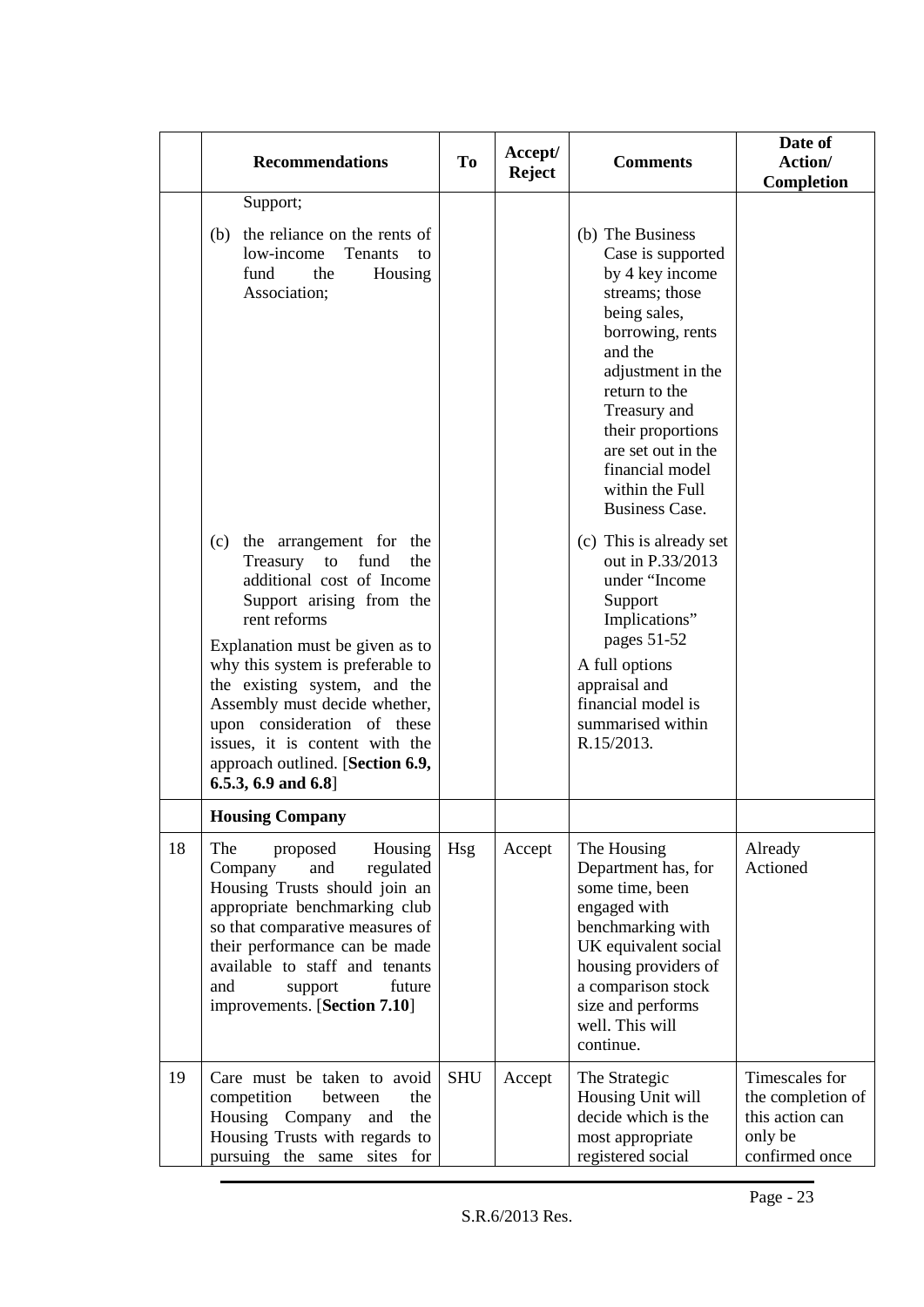| | Recommendations | To | Accept/ Reject | Comments | Date of Action/ Completion |
|---|---|---|---|---|---|
| | Support;<br><br>(b) the reliance on the rents of low-income Tenants to fund the Housing Association;<br><br>(c) the arrangement for the Treasury to fund the additional cost of Income Support arising from the rent reforms<br><br>Explanation must be given as to why this system is preferable to the existing system, and the Assembly must decide whether, upon consideration of these issues, it is content with the approach outlined. [**Section 6.9, 6.5.3, 6.9 and 6.8**] | | | (b) The Business Case is supported by 4 key income streams; those being sales, borrowing, rents and the adjustment in the return to the Treasury and their proportions are set out in the financial model within the Full Business Case.<br><br>(c) This is already set out in P.33/2013 under "Income Support Implications" pages 51-52<br><br>A full options appraisal and financial model is summarised within R.15/2013. | |
| | **Housing Company** | | | | |
| 18 | The proposed Housing Company and regulated Housing Trusts should join an appropriate benchmarking club so that comparative measures of their performance can be made available to staff and tenants and support future improvements. [**Section 7.10**] | Hsg | Accept | The Housing Department has, for some time, been engaged with benchmarking with UK equivalent social housing providers of a comparison stock size and performs well. This will continue. | Already Actioned |
| 19 | Care must be taken to avoid competition between the Housing Company and the Housing Trusts with regards to pursuing the same sites for | SHU | Accept | The Strategic Housing Unit will decide which is the most appropriate registered social | Timescales for the completion of this action can only be confirmed once |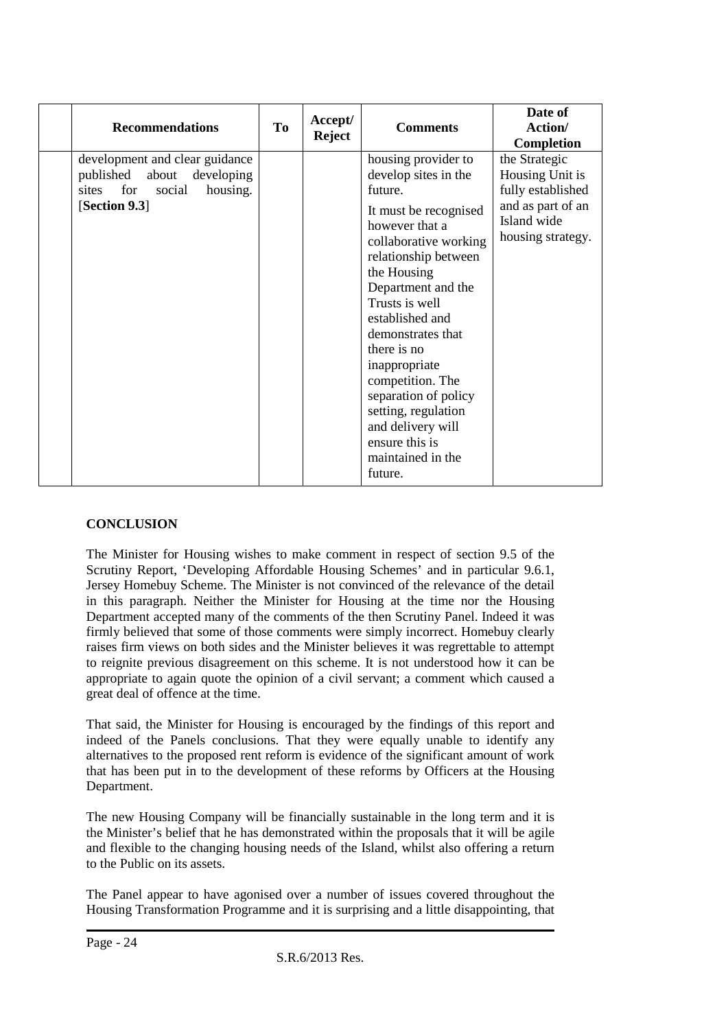| | Recommendations | To | Accept/ Reject | Comments | Date of Action/ Completion |
|---|---|---|---|---|---|
| | development and clear guidance published about developing sites for social housing. [**Section 9.3**] | | | housing provider to develop sites in the future. It must be recognised however that a collaborative working relationship between the Housing Department and the Trusts is well established and demonstrates that there is no inappropriate competition. The separation of policy setting, regulation and delivery will ensure this is maintained in the future. | the Strategic Housing Unit is fully established and as part of an Island wide housing strategy. |

**CONCLUSION**

The Minister for Housing wishes to make comment in respect of section 9.5 of the Scrutiny Report, 'Developing Affordable Housing Schemes' and in particular 9.6.1, Jersey Homebuy Scheme. The Minister is not convinced of the relevance of the detail in this paragraph. Neither the Minister for Housing at the time nor the Housing Department accepted many of the comments of the then Scrutiny Panel. Indeed it was firmly believed that some of those comments were simply incorrect. Homebuy clearly raises firm views on both sides and the Minister believes it was regrettable to attempt to reignite previous disagreement on this scheme. It is not understood how it can be appropriate to again quote the opinion of a civil servant; a comment which caused a great deal of offence at the time.

That said, the Minister for Housing is encouraged by the findings of this report and indeed of the Panels conclusions. That they were equally unable to identify any alternatives to the proposed rent reform is evidence of the significant amount of work that has been put in to the development of these reforms by Officers at the Housing Department.

The new Housing Company will be financially sustainable in the long term and it is the Minister's belief that he has demonstrated within the proposals that it will be agile and flexible to the changing housing needs of the Island, whilst also offering a return to the Public on its assets.

The Panel appear to have agonised over a number of issues covered throughout the Housing Transformation Programme and it is surprising and a little disappointing, that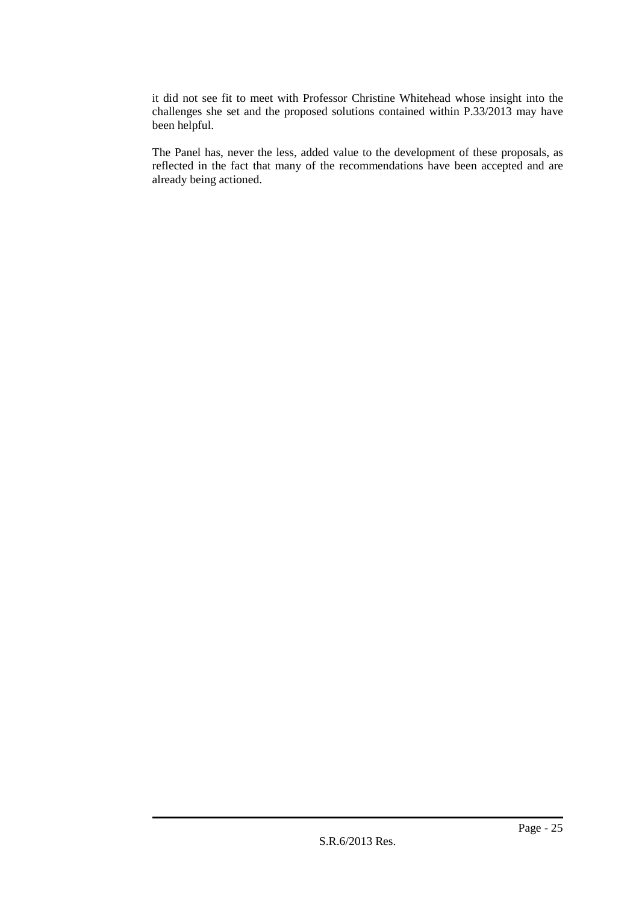it did not see fit to meet with Professor Christine Whitehead whose insight into the challenges she set and the proposed solutions contained within P.33/2013 may have been helpful.

The Panel has, never the less, added value to the development of these proposals, as reflected in the fact that many of the recommendations have been accepted and are already being actioned.